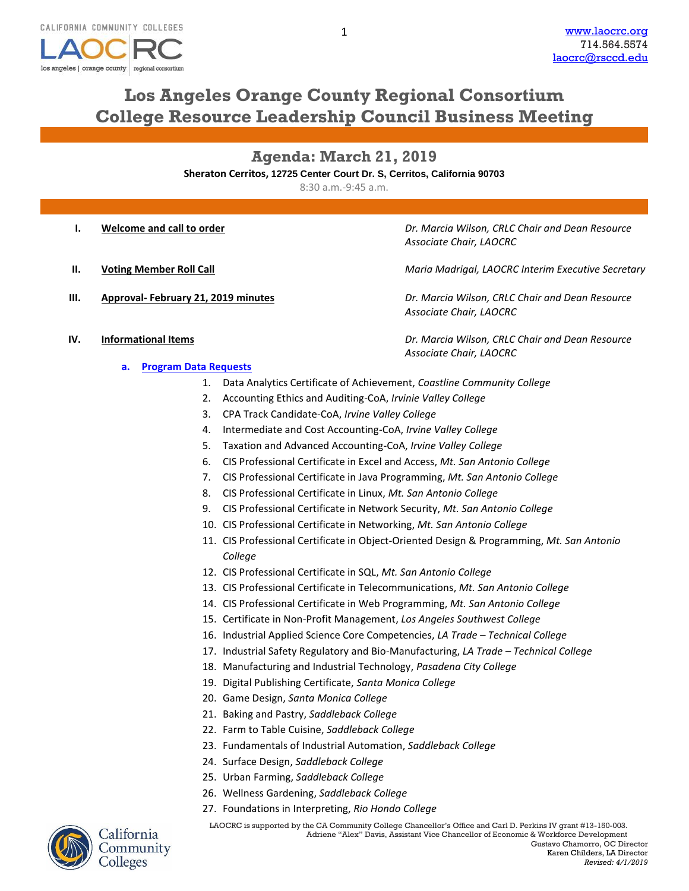# Los Angeles Orange County Regional Consortium
# College Resource Leadership Council Business Meeting

## Agenda: March 21, 2019

**Sheraton Cerritos, 12725 Center Court Dr. S, Cerritos, California 90703**

8:30 a.m.-9:45 a.m.

**I. Welcome and call to order** — *Dr. Marcia Wilson, CRLC Chair and Dean Resource Associate Chair, LAOCRC*

**II. Voting Member Roll Call** — *Maria Madrigal, LAOCRC Interim Executive Secretary*

**III. Approval- February 21, 2019 minutes** — *Dr. Marcia Wilson, CRLC Chair and Dean Resource Associate Chair, LAOCRC*

**IV. Informational Items** — *Dr. Marcia Wilson, CRLC Chair and Dean Resource Associate Chair, LAOCRC*

**a. Program Data Requests**

1. Data Analytics Certificate of Achievement, *Coastline Community College*
2. Accounting Ethics and Auditing-CoA, *Irvinie Valley College*
3. CPA Track Candidate-CoA, *Irvine Valley College*
4. Intermediate and Cost Accounting-CoA, *Irvine Valley College*
5. Taxation and Advanced Accounting-CoA, *Irvine Valley College*
6. CIS Professional Certificate in Excel and Access, *Mt. San Antonio College*
7. CIS Professional Certificate in Java Programming, *Mt. San Antonio College*
8. CIS Professional Certificate in Linux, *Mt. San Antonio College*
9. CIS Professional Certificate in Network Security, *Mt. San Antonio College*
10. CIS Professional Certificate in Networking, *Mt. San Antonio College*
11. CIS Professional Certificate in Object-Oriented Design & Programming, *Mt. San Antonio College*
12. CIS Professional Certificate in SQL, *Mt. San Antonio College*
13. CIS Professional Certificate in Telecommunications, *Mt. San Antonio College*
14. CIS Professional Certificate in Web Programming, *Mt. San Antonio College*
15. Certificate in Non-Profit Management, *Los Angeles Southwest College*
16. Industrial Applied Science Core Competencies, *LA Trade – Technical College*
17. Industrial Safety Regulatory and Bio-Manufacturing, *LA Trade – Technical College*
18. Manufacturing and Industrial Technology, *Pasadena City College*
19. Digital Publishing Certificate, *Santa Monica College*
20. Game Design, *Santa Monica College*
21. Baking and Pastry, *Saddleback College*
22. Farm to Table Cuisine, *Saddleback College*
23. Fundamentals of Industrial Automation, *Saddleback College*
24. Surface Design, *Saddleback College*
25. Urban Farming, *Saddleback College*
26. Wellness Gardening, *Saddleback College*
27. Foundations in Interpreting, *Rio Hondo College*

LAOCRC is supported by the CA Community College Chancellor's Office and Carl D. Perkins IV grant #13-150-003.
Adriene "Alex" Davis, Assistant Vice Chancellor of Economic & Workforce Development
Gustavo Chamorro, OC Director
Karen Childers, LA Director
*Revised: 4/1/2019*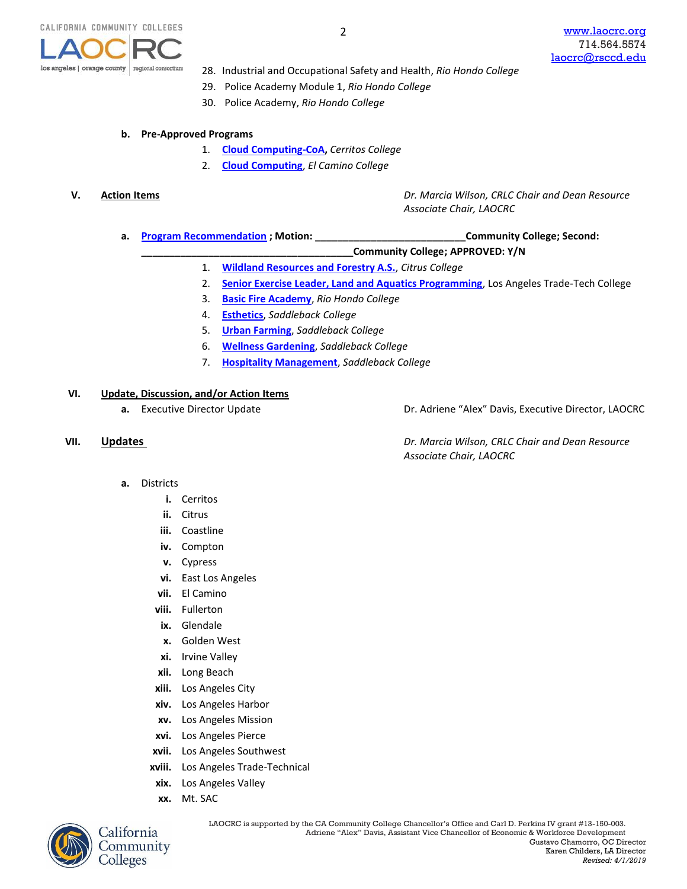28. Industrial and Occupational Safety and Health, *Rio Hondo College*
29. Police Academy Module 1, *Rio Hondo College*
30. Police Academy, *Rio Hondo College*

**b. Pre-Approved Programs**

1. **Cloud Computing-CoA**, *Cerritos College*
2. **Cloud Computing**, *El Camino College*

**V. Action Items** — *Dr. Marcia Wilson, CRLC Chair and Dean Resource Associate Chair, LAOCRC*

**a. Program Recommendation ; Motion: ___________________________Community College; Second: ______________________________________Community College; APPROVED: Y/N**

1. **Wildland Resources and Forestry A.S.**, *Citrus College*
2. **Senior Exercise Leader, Land and Aquatics Programming**, Los Angeles Trade-Tech College
3. **Basic Fire Academy**, *Rio Hondo College*
4. **Esthetics**, *Saddleback College*
5. **Urban Farming**, *Saddleback College*
6. **Wellness Gardening**, *Saddleback College*
7. **Hospitality Management**, *Saddleback College*

**VI. Update, Discussion, and/or Action Items**

a. Executive Director Update — Dr. Adriene "Alex" Davis, Executive Director, LAOCRC

**VII. Updates** — *Dr. Marcia Wilson, CRLC Chair and Dean Resource Associate Chair, LAOCRC*

a. Districts

- i. Cerritos
- ii. Citrus
- iii. Coastline
- iv. Compton
- v. Cypress
- vi. East Los Angeles
- vii. El Camino
- viii. Fullerton
- ix. Glendale
- x. Golden West
- xi. Irvine Valley
- xii. Long Beach
- xiii. Los Angeles City
- xiv. Los Angeles Harbor
- xv. Los Angeles Mission
- xvi. Los Angeles Pierce
- xvii. Los Angeles Southwest
- xviii. Los Angeles Trade-Technical
- xix. Los Angeles Valley
- xx. Mt. SAC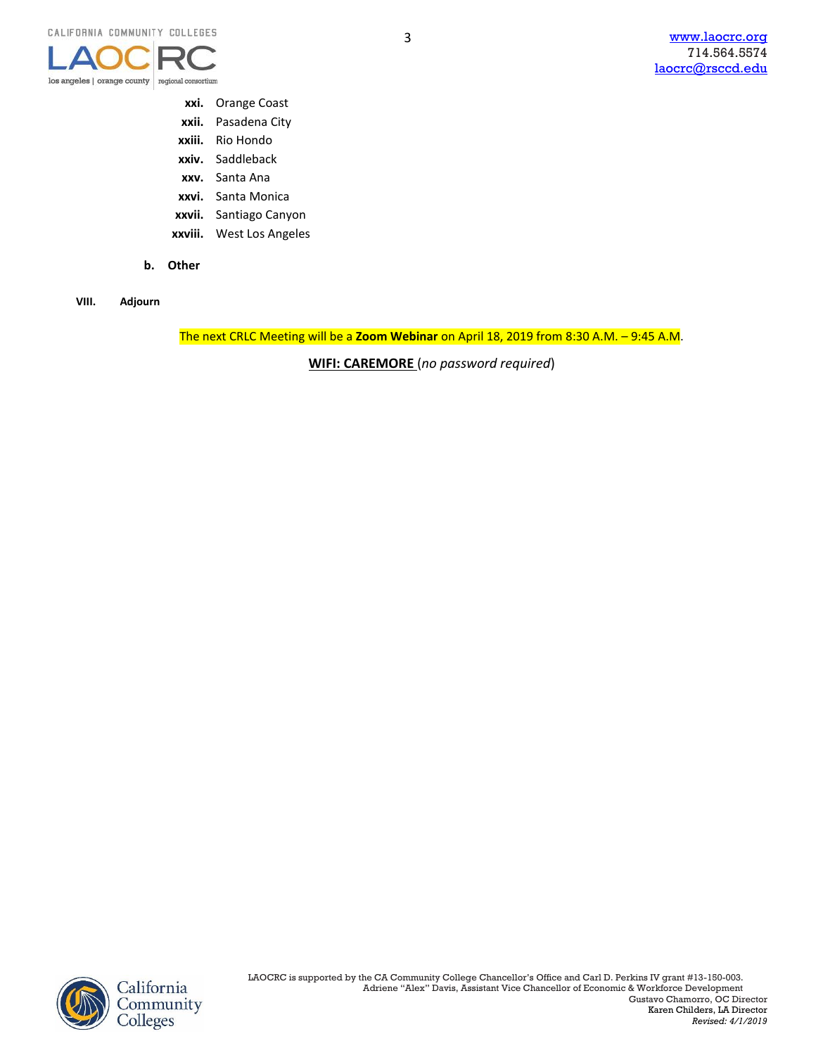xxi. Orange Coast
xxii. Pasadena City
xxiii. Rio Hondo
xxiv. Saddleback
xxv. Santa Ana
xxvi. Santa Monica
xxvii. Santiago Canyon
xxviii. West Los Angeles

**b. Other**

**VIII. Adjourn**

The next CRLC Meeting will be a **Zoom Webinar** on April 18, 2019 from 8:30 A.M. – 9:45 A.M.

**WIFI: CAREMORE** (*no password required*)

LAOCRC is supported by the CA Community College Chancellor's Office and Carl D. Perkins IV grant #13-150-003.
Adriene "Alex" Davis, Assistant Vice Chancellor of Economic & Workforce Development
Gustavo Chamorro, OC Director
Karen Childers, LA Director
*Revised: 4/1/2019*